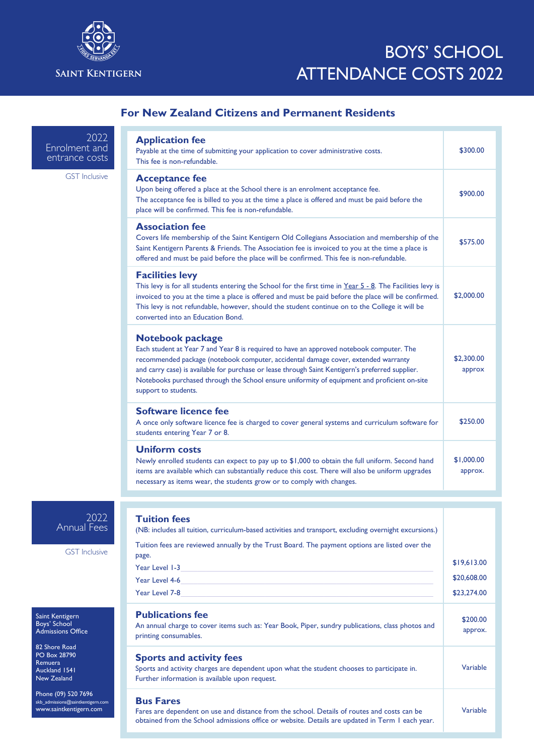Saint Kentigern

# BOYS' SCHOOL ATTENDANCE COSTS 2022

## For New Zealand Citizens and Permanent Residents

### 2022 Enrolment and entrance costs

GST Inclusive

| Item | Cost |
|---|---|
| **Application fee**<br>Payable at the time of submitting your application to cover administrative costs. This fee is non-refundable. | $300.00 |
| **Acceptance fee**<br>Upon being offered a place at the School there is an enrolment acceptance fee. The acceptance fee is billed to you at the time a place is offered and must be paid before the place will be confirmed. This fee is non-refundable. | $900.00 |
| **Association fee**<br>Covers life membership of the Saint Kentigern Old Collegians Association and membership of the Saint Kentigern Parents & Friends. The Association fee is invoiced to you at the time a place is offered and must be paid before the place will be confirmed. This fee is non-refundable. | $575.00 |
| **Facilities levy**<br>This levy is for all students entering the School for the first time in Year 5 - 8. The Facilities levy is invoiced to you at the time a place is offered and must be paid before the place will be confirmed. This levy is not refundable, however, should the student continue on to the College it will be converted into an Education Bond. | $2,000.00 |
| **Notebook package**<br>Each student at Year 7 and Year 8 is required to have an approved notebook computer. The recommended package (notebook computer, accidental damage cover, extended warranty and carry case) is available for purchase or lease through Saint Kentigern's preferred supplier. Notebooks purchased through the School ensure uniformity of equipment and proficient on-site support to students. | $2,300.00 approx |
| **Software licence fee**<br>A once only software licence fee is charged to cover general systems and curriculum software for students entering Year 7 or 8. | $250.00 |
| **Uniform costs**<br>Newly enrolled students can expect to pay up to $1,000 to obtain the full uniform. Second hand items are available which can substantially reduce this cost. There will also be uniform upgrades necessary as items wear, the students grow or to comply with changes. | $1,000.00 approx. |

### 2022 Annual Fees

GST Inclusive

| Item | Cost |
|---|---|
| **Tuition fees**<br>(NB: includes all tuition, curriculum-based activities and transport, excluding overnight excursions.)<br>Tuition fees are reviewed annually by the Trust Board. The payment options are listed over the page. | |
| Year Level 1-3 | $19,613.00 |
| Year Level 4-6 | $20,608.00 |
| Year Level 7-8 | $23,274.00 |
| **Publications fee**<br>An annual charge to cover items such as: Year Book, Piper, sundry publications, class photos and printing consumables. | $200.00 approx. |
| **Sports and activity fees**<br>Sports and activity charges are dependent upon what the student chooses to participate in. Further information is available upon request. | Variable |
| **Bus Fares**<br>Fares are dependent on use and distance from the school. Details of routes and costs can be obtained from the School admissions office or website. Details are updated in Term 1 each year. | Variable |

Saint Kentigern
Boys' School
Admissions Office

82 Shore Road
PO Box 28790
Remuera
Auckland 1541
New Zealand

Phone (09) 520 7696
skb_admissions@saintkentigern.com
www.saintkentigern.com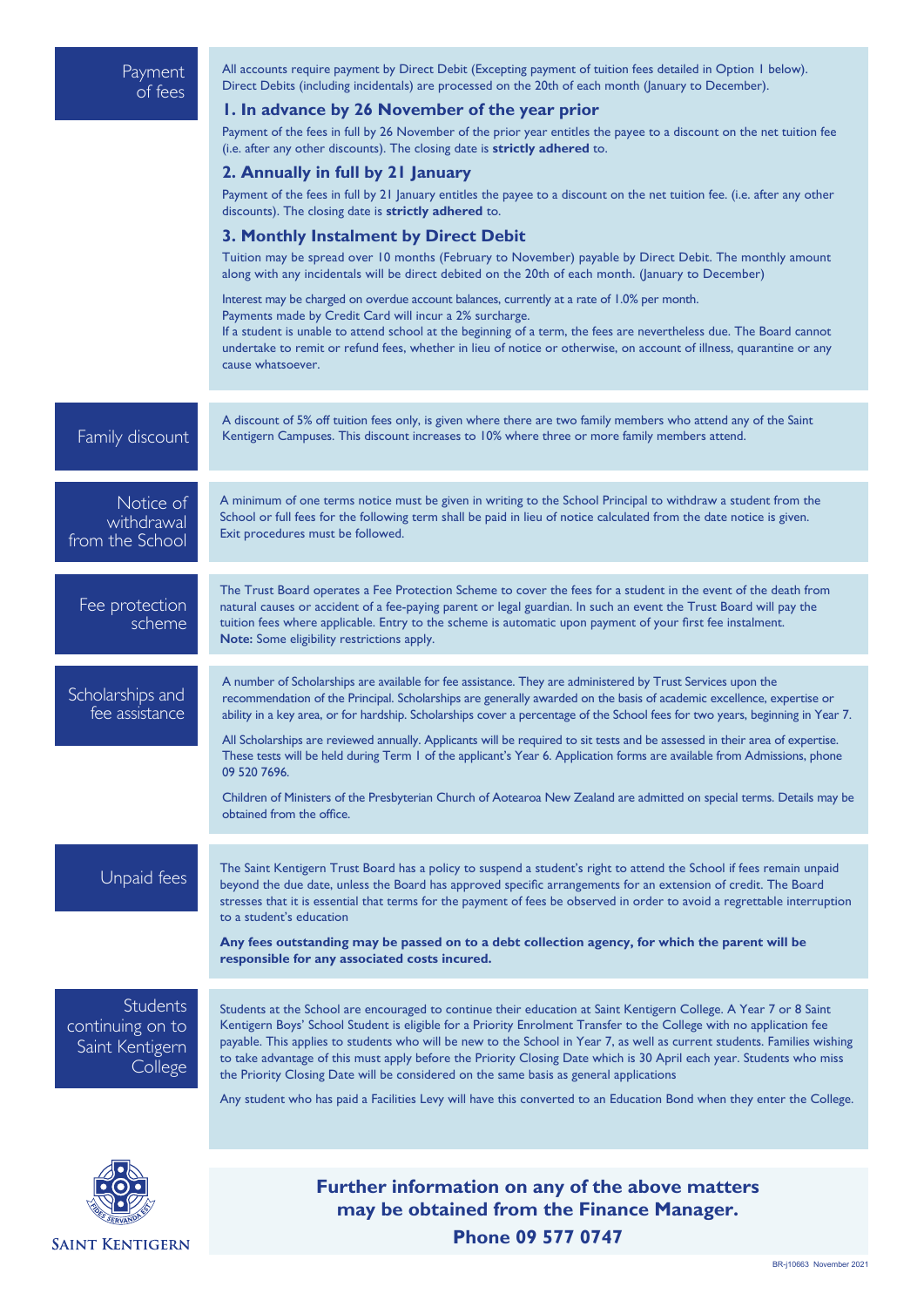## Payment of fees

All accounts require payment by Direct Debit (Excepting payment of tuition fees detailed in Option 1 below). Direct Debits (including incidentals) are processed on the 20th of each month (January to December).

### 1. In advance by 26 November of the year prior

Payment of the fees in full by 26 November of the prior year entitles the payee to a discount on the net tuition fee (i.e. after any other discounts). The closing date is **strictly adhered** to.

### 2. Annually in full by 21 January

Payment of the fees in full by 21 January entitles the payee to a discount on the net tuition fee. (i.e. after any other discounts). The closing date is **strictly adhered** to.

### 3. Monthly Instalment by Direct Debit

Tuition may be spread over 10 months (February to November) payable by Direct Debit. The monthly amount along with any incidentals will be direct debited on the 20th of each month. (January to December)

Interest may be charged on overdue account balances, currently at a rate of 1.0% per month.
Payments made by Credit Card will incur a 2% surcharge.
If a student is unable to attend school at the beginning of a term, the fees are nevertheless due. The Board cannot undertake to remit or refund fees, whether in lieu of notice or otherwise, on account of illness, quarantine or any cause whatsoever.

## Family discount

A discount of 5% off tuition fees only, is given where there are two family members who attend any of the Saint Kentigern Campuses. This discount increases to 10% where three or more family members attend.

## Notice of withdrawal from the School

A minimum of one terms notice must be given in writing to the School Principal to withdraw a student from the School or full fees for the following term shall be paid in lieu of notice calculated from the date notice is given. Exit procedures must be followed.

## Fee protection scheme

The Trust Board operates a Fee Protection Scheme to cover the fees for a student in the event of the death from natural causes or accident of a fee-paying parent or legal guardian. In such an event the Trust Board will pay the tuition fees where applicable. Entry to the scheme is automatic upon payment of your first fee instalment.
**Note:** Some eligibility restrictions apply.

## Scholarships and fee assistance

A number of Scholarships are available for fee assistance. They are administered by Trust Services upon the recommendation of the Principal. Scholarships are generally awarded on the basis of academic excellence, expertise or ability in a key area, or for hardship. Scholarships cover a percentage of the School fees for two years, beginning in Year 7.

All Scholarships are reviewed annually. Applicants will be required to sit tests and be assessed in their area of expertise. These tests will be held during Term 1 of the applicant's Year 6. Application forms are available from Admissions, phone 09 520 7696.

Children of Ministers of the Presbyterian Church of Aotearoa New Zealand are admitted on special terms. Details may be obtained from the office.

## Unpaid fees

The Saint Kentigern Trust Board has a policy to suspend a student's right to attend the School if fees remain unpaid beyond the due date, unless the Board has approved specific arrangements for an extension of credit. The Board stresses that it is essential that terms for the payment of fees be observed in order to avoid a regrettable interruption to a student's education

**Any fees outstanding may be passed on to a debt collection agency, for which the parent will be responsible for any associated costs incured.**

## Students continuing on to Saint Kentigern College

Students at the School are encouraged to continue their education at Saint Kentigern College. A Year 7 or 8 Saint Kentigern Boys' School Student is eligible for a Priority Enrolment Transfer to the College with no application fee payable. This applies to students who will be new to the School in Year 7, as well as current students. Families wishing to take advantage of this must apply before the Priority Closing Date which is 30 April each year. Students who miss the Priority Closing Date will be considered on the same basis as general applications

Any student who has paid a Facilities Levy will have this converted to an Education Bond when they enter the College.

FIDES SERVANDA EST

SAINT KENTIGERN

**Further information on any of the above matters may be obtained from the Finance Manager.**
**Phone 09 577 0747**

BR-j10663 November 2021